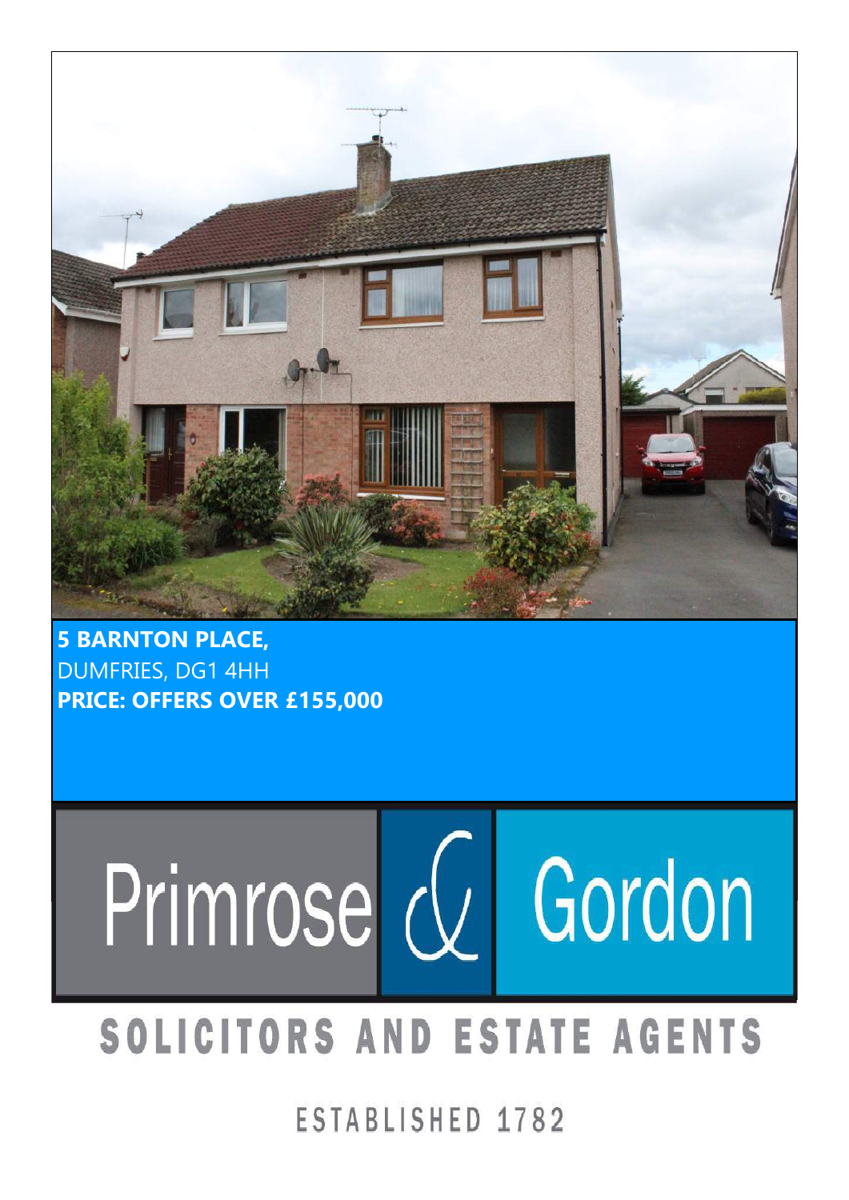**5 BARNTON PLACE,**
DUMFRIES, DG1 4HH
**PRICE: OFFERS OVER £155,000**

Primrose & Gordon

SOLICITORS AND ESTATE AGENTS

ESTABLISHED 1782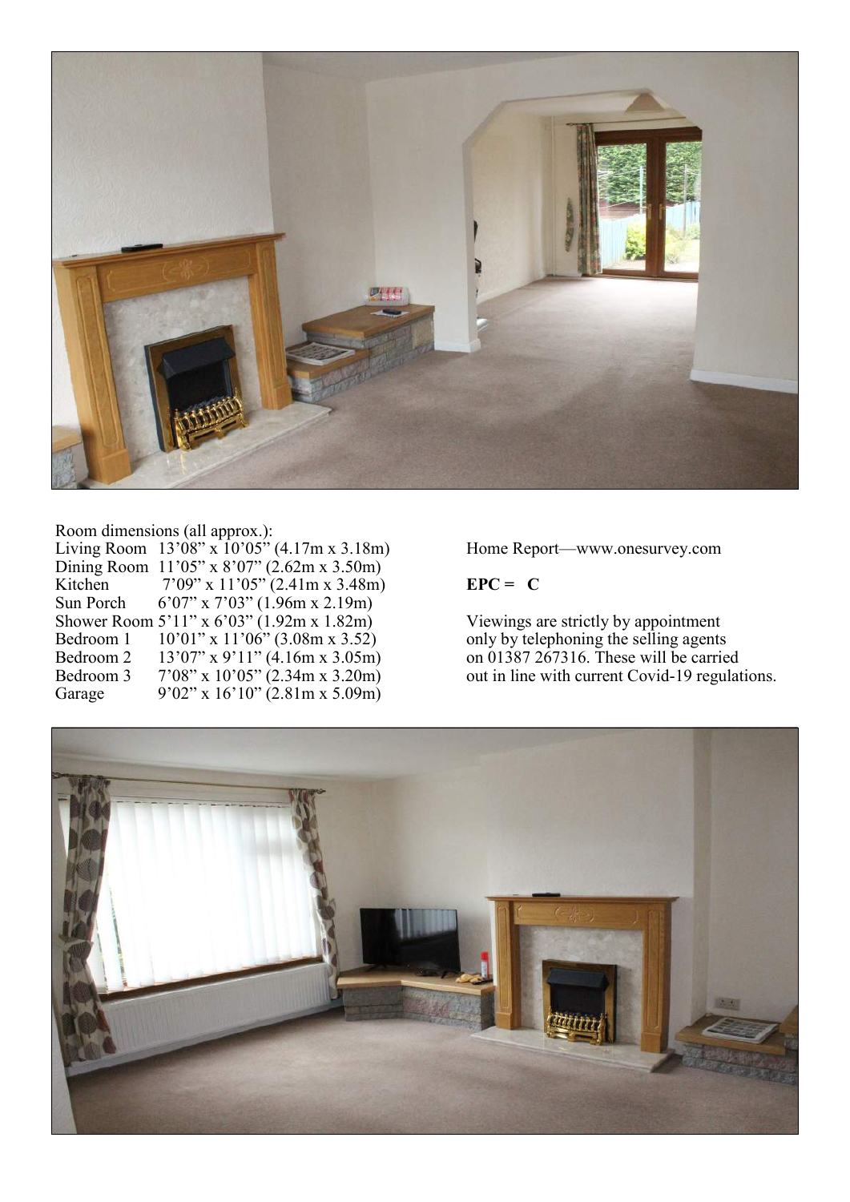Room dimensions (all approx.):

| Room | Imperial | Metric |
| --- | --- | --- |
| Living Room | 13'08" x 10'05" | (4.17m x 3.18m) |
| Dining Room | 11'05" x 8'07" | (2.62m x 3.50m) |
| Kitchen | 7'09" x 11'05" | (2.41m x 3.48m) |
| Sun Porch | 6'07" x 7'03" | (1.96m x 2.19m) |
| Shower Room | 5'11" x 6'03" | (1.92m x 1.82m) |
| Bedroom 1 | 10'01" x 11'06" | (3.08m x 3.52) |
| Bedroom 2 | 13'07" x 9'11" | (4.16m x 3.05m) |
| Bedroom 3 | 7'08" x 10'05" | (2.34m x 3.20m) |
| Garage | 9'02" x 16'10" | (2.81m x 5.09m) |

Home Report—www.onesurvey.com

**EPC = C**

Viewings are strictly by appointment only by telephoning the selling agents on 01387 267316. These will be carried out in line with current Covid-19 regulations.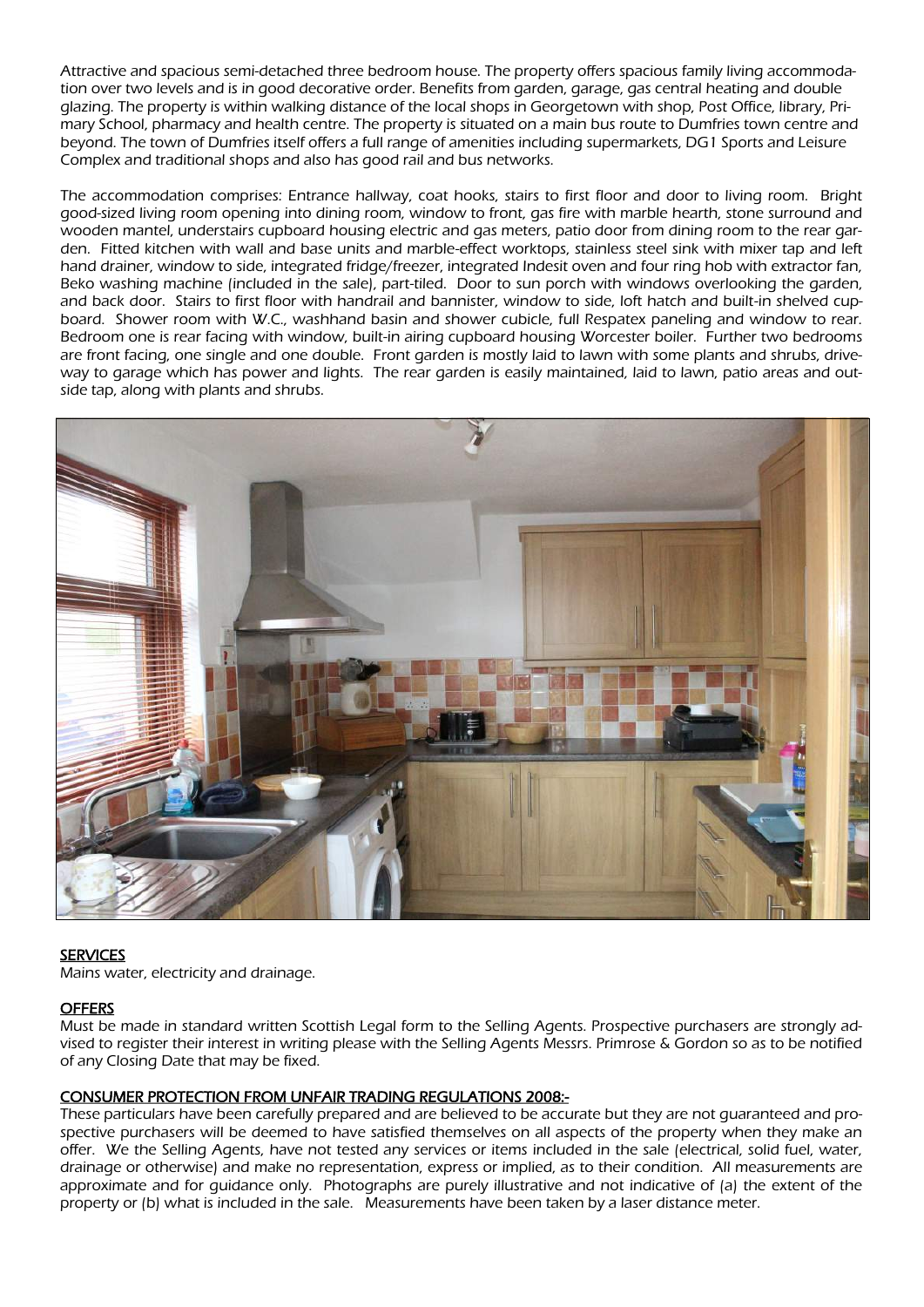Attractive and spacious semi-detached three bedroom house. The property offers spacious family living accommodation over two levels and is in good decorative order. Benefits from garden, garage, gas central heating and double glazing. The property is within walking distance of the local shops in Georgetown with shop, Post Office, library, Primary School, pharmacy and health centre. The property is situated on a main bus route to Dumfries town centre and beyond. The town of Dumfries itself offers a full range of amenities including supermarkets, DG1 Sports and Leisure Complex and traditional shops and also has good rail and bus networks.

The accommodation comprises: Entrance hallway, coat hooks, stairs to first floor and door to living room. Bright good-sized living room opening into dining room, window to front, gas fire with marble hearth, stone surround and wooden mantel, understairs cupboard housing electric and gas meters, patio door from dining room to the rear garden. Fitted kitchen with wall and base units and marble-effect worktops, stainless steel sink with mixer tap and left hand drainer, window to side, integrated fridge/freezer, integrated Indesit oven and four ring hob with extractor fan, Beko washing machine (included in the sale), part-tiled. Door to sun porch with windows overlooking the garden, and back door. Stairs to first floor with handrail and bannister, window to side, loft hatch and built-in shelved cupboard. Shower room with W.C., washhand basin and shower cubicle, full Respatex paneling and window to rear. Bedroom one is rear facing with window, built-in airing cupboard housing Worcester boiler. Further two bedrooms are front facing, one single and one double. Front garden is mostly laid to lawn with some plants and shrubs, driveway to garage which has power and lights. The rear garden is easily maintained, laid to lawn, patio areas and outside tap, along with plants and shrubs.

## SERVICES

Mains water, electricity and drainage.

## OFFERS

Must be made in standard written Scottish Legal form to the Selling Agents. Prospective purchasers are strongly advised to register their interest in writing please with the Selling Agents Messrs. Primrose & Gordon so as to be notified of any Closing Date that may be fixed.

## CONSUMER PROTECTION FROM UNFAIR TRADING REGULATIONS 2008:-

These particulars have been carefully prepared and are believed to be accurate but they are not guaranteed and prospective purchasers will be deemed to have satisfied themselves on all aspects of the property when they make an offer. We the Selling Agents, have not tested any services or items included in the sale (electrical, solid fuel, water, drainage or otherwise) and make no representation, express or implied, as to their condition. All measurements are approximate and for guidance only. Photographs are purely illustrative and not indicative of (a) the extent of the property or (b) what is included in the sale. Measurements have been taken by a laser distance meter.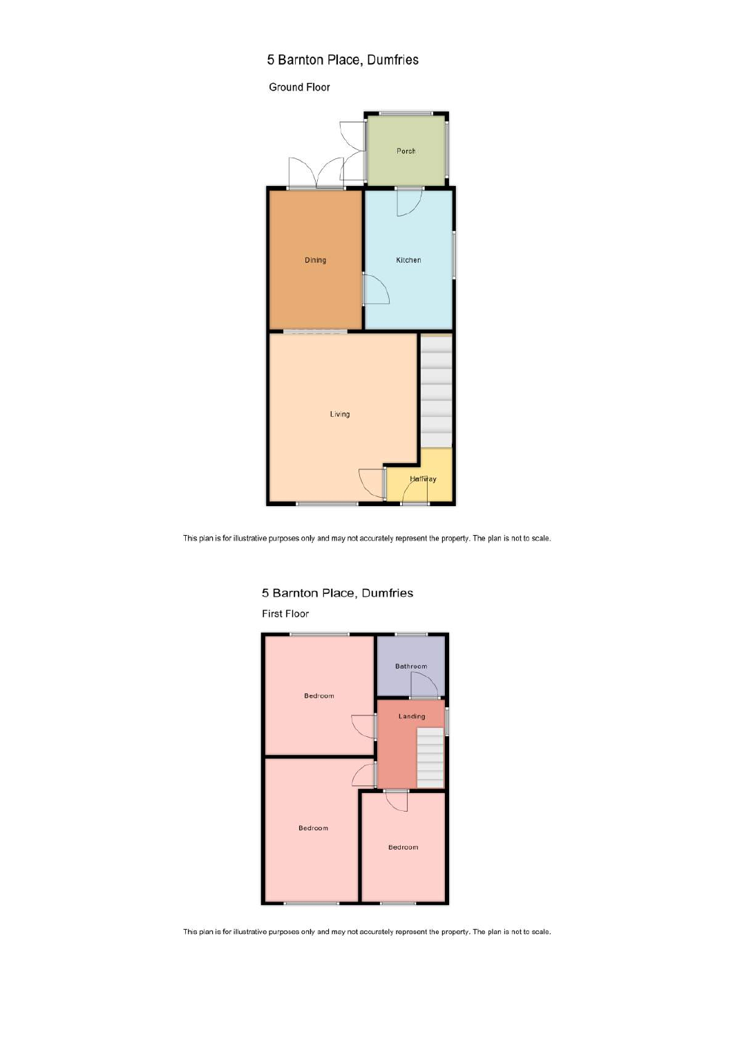# 5 Barnton Place, Dumfries

## Ground Floor

Porch

Dining

Kitchen

Living

Hallway

This plan is for illustrative purposes only and may not accurately represent the property. The plan is not to scale.

# 5 Barnton Place, Dumfries

## First Floor

Bathroom

Bedroom

Landing

Bedroom

Bedroom

This plan is for illustrative purposes only and may not accurately represent the property. The plan is not to scale.